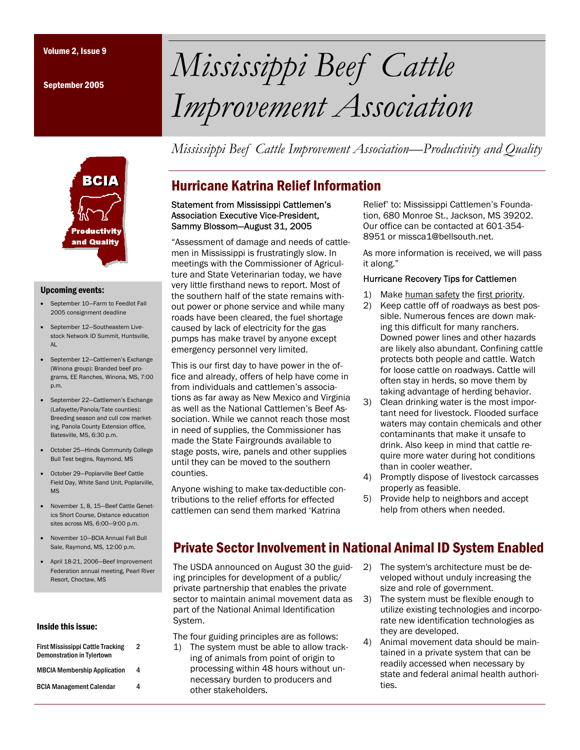Volume 2, Issue 9

September 2005

# Mississippi Beef Cattle Improvement Association

*Mississippi Beef Cattle Improvement Association—Productivity and Quality*

BCIA

Productivity and Quality

### Upcoming events:

- September 10—Farm to Feedlot Fall 2005 consignment deadline
- September 12—Southeastern Livestock Network ID Summit, Huntsville, AL
- September 12—Cattlemen's Exchange (Winona group): Branded beef programs, EE Ranches, Winona, MS, 7:00 p.m.
- September 22—Cattlemen's Exchange (Lafayette/Panola/Tate counties): Breeding season and cull cow marketing, Panola County Extension office, Batesville, MS, 6:30 p.m.
- October 25—Hinds Community College Bull Test begins, Raymond, MS
- October 29—Poplarville Beef Cattle Field Day, White Sand Unit, Poplarville, MS
- November 1, 8, 15—Beef Cattle Genetics Short Course, Distance education sites across MS, 6:00—9:00 p.m.
- November 10—BCIA Annual Fall Bull Sale, Raymond, MS, 12:00 p.m.
- April 18-21, 2006—Beef Improvement Federation annual meeting, Pearl River Resort, Choctaw, MS

### Inside this issue:

| | |
|---|---|
| First Mississippi Cattle Tracking Demonstration in Tylertown | 2 |
| MBCIA Membership Application | 4 |
| BCIA Management Calendar | 4 |

## Hurricane Katrina Relief Information

**Statement from Mississippi Cattlemen's Association Executive Vice-President, Sammy Blossom—August 31, 2005**

"Assessment of damage and needs of cattlemen in Mississippi is frustratingly slow. In meetings with the Commissioner of Agriculture and State Veterinarian today, we have very little firsthand news to report. Most of the southern half of the state remains without power or phone service and while many roads have been cleared, the fuel shortage caused by lack of electricity for the gas pumps has make travel by anyone except emergency personnel very limited.

This is our first day to have power in the office and already, offers of help have come in from individuals and cattlemen's associations as far away as New Mexico and Virginia as well as the National Cattlemen's Beef Association. While we cannot reach those most in need of supplies, the Commissioner has made the State Fairgrounds available to stage posts, wire, panels and other supplies until they can be moved to the southern counties.

Anyone wishing to make tax-deductible contributions to the relief efforts for effected cattlemen can send them marked 'Katrina Relief' to: Mississippi Cattlemen's Foundation, 680 Monroe St., Jackson, MS 39202. Our office can be contacted at 601-354-8951 or missca1@bellsouth.net.

As more information is received, we will pass it along."

**Hurricane Recovery Tips for Cattlemen**

1) Make human safety the first priority.
2) Keep cattle off of roadways as best possible. Numerous fences are down making this difficult for many ranchers. Downed power lines and other hazards are likely also abundant. Confining cattle protects both people and cattle. Watch for loose cattle on roadways. Cattle will often stay in herds, so move them by taking advantage of herding behavior.
3) Clean drinking water is the most important need for livestock. Flooded surface waters may contain chemicals and other contaminants that make it unsafe to drink. Also keep in mind that cattle require more water during hot conditions than in cooler weather.
4) Promptly dispose of livestock carcasses properly as feasible.
5) Provide help to neighbors and accept help from others when needed.

## Private Sector Involvement in National Animal ID System Enabled

The USDA announced on August 30 the guiding principles for development of a public/private partnership that enables the private sector to maintain animal movement data as part of the National Animal Identification System.

The four guiding principles are as follows:

1) The system must be able to allow tracking of animals from point of origin to processing within 48 hours without unnecessary burden to producers and other stakeholders.
2) The system's architecture must be developed without unduly increasing the size and role of government.
3) The system must be flexible enough to utilize existing technologies and incorporate new identification technologies as they are developed.
4) Animal movement data should be maintained in a private system that can be readily accessed when necessary by state and federal animal health authorities.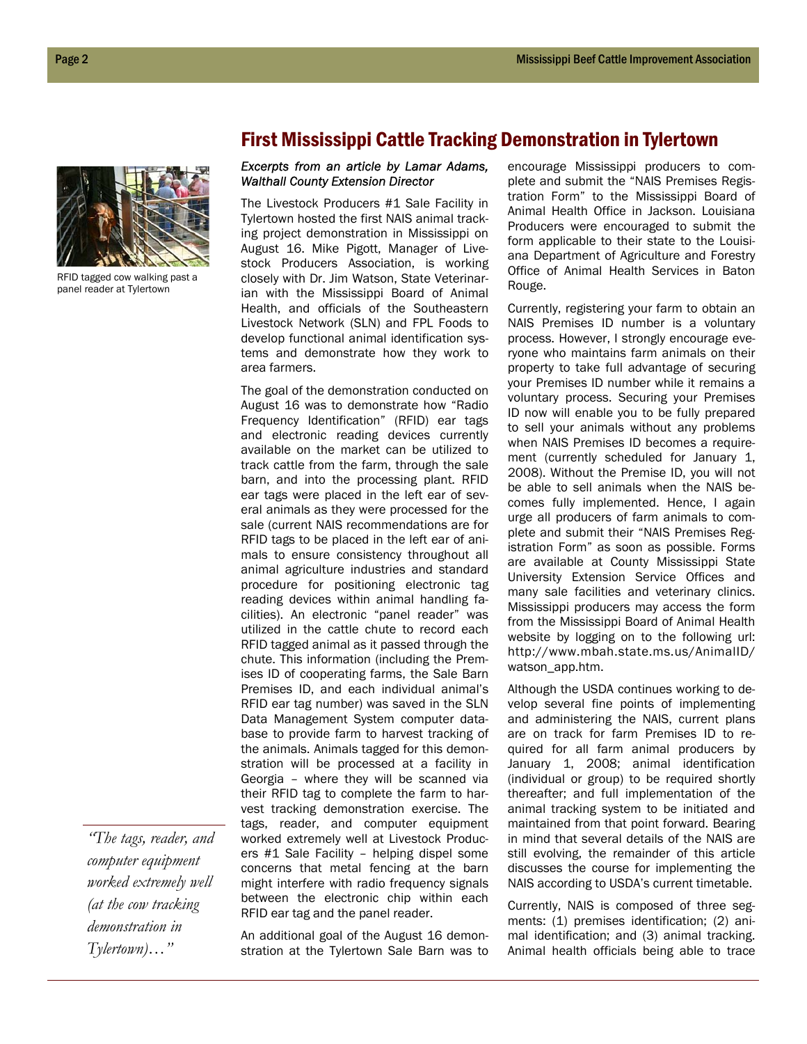## First Mississippi Cattle Tracking Demonstration in Tylertown

RFID tagged cow walking past a panel reader at Tylertown

*Excerpts from an article by Lamar Adams, Walthall County Extension Director*

The Livestock Producers #1 Sale Facility in Tylertown hosted the first NAIS animal tracking project demonstration in Mississippi on August 16. Mike Pigott, Manager of Livestock Producers Association, is working closely with Dr. Jim Watson, State Veterinarian with the Mississippi Board of Animal Health, and officials of the Southeastern Livestock Network (SLN) and FPL Foods to develop functional animal identification systems and demonstrate how they work to area farmers.

The goal of the demonstration conducted on August 16 was to demonstrate how "Radio Frequency Identification" (RFID) ear tags and electronic reading devices currently available on the market can be utilized to track cattle from the farm, through the sale barn, and into the processing plant. RFID ear tags were placed in the left ear of several animals as they were processed for the sale (current NAIS recommendations are for RFID tags to be placed in the left ear of animals to ensure consistency throughout all animal agriculture industries and standard procedure for positioning electronic tag reading devices within animal handling facilities). An electronic "panel reader" was utilized in the cattle chute to record each RFID tagged animal as it passed through the chute. This information (including the Premises ID of cooperating farms, the Sale Barn Premises ID, and each individual animal's RFID ear tag number) was saved in the SLN Data Management System computer database to provide farm to harvest tracking of the animals. Animals tagged for this demonstration will be processed at a facility in Georgia – where they will be scanned via their RFID tag to complete the farm to harvest tracking demonstration exercise. The tags, reader, and computer equipment worked extremely well at Livestock Producers #1 Sale Facility – helping dispel some concerns that metal fencing at the barn might interfere with radio frequency signals between the electronic chip within each RFID ear tag and the panel reader.

> *"The tags, reader, and computer equipment worked extremely well (at the cow tracking demonstration in Tylertown)…"*

An additional goal of the August 16 demonstration at the Tylertown Sale Barn was to encourage Mississippi producers to complete and submit the "NAIS Premises Registration Form" to the Mississippi Board of Animal Health Office in Jackson. Louisiana Producers were encouraged to submit the form applicable to their state to the Louisiana Department of Agriculture and Forestry Office of Animal Health Services in Baton Rouge.

Currently, registering your farm to obtain an NAIS Premises ID number is a voluntary process. However, I strongly encourage everyone who maintains farm animals on their property to take full advantage of securing your Premises ID number while it remains a voluntary process. Securing your Premises ID now will enable you to be fully prepared to sell your animals without any problems when NAIS Premises ID becomes a requirement (currently scheduled for January 1, 2008). Without the Premise ID, you will not be able to sell animals when the NAIS becomes fully implemented. Hence, I again urge all producers of farm animals to complete and submit their "NAIS Premises Registration Form" as soon as possible. Forms are available at County Mississippi State University Extension Service Offices and many sale facilities and veterinary clinics. Mississippi producers may access the form from the Mississippi Board of Animal Health website by logging on to the following url: http://www.mbah.state.ms.us/AnimalID/watson_app.htm.

Although the USDA continues working to develop several fine points of implementing and administering the NAIS, current plans are on track for farm Premises ID to required for all farm animal producers by January 1, 2008; animal identification (individual or group) to be required shortly thereafter; and full implementation of the animal tracking system to be initiated and maintained from that point forward. Bearing in mind that several details of the NAIS are still evolving, the remainder of this article discusses the course for implementing the NAIS according to USDA's current timetable.

Currently, NAIS is composed of three segments: (1) premises identification; (2) animal identification; and (3) animal tracking. Animal health officials being able to trace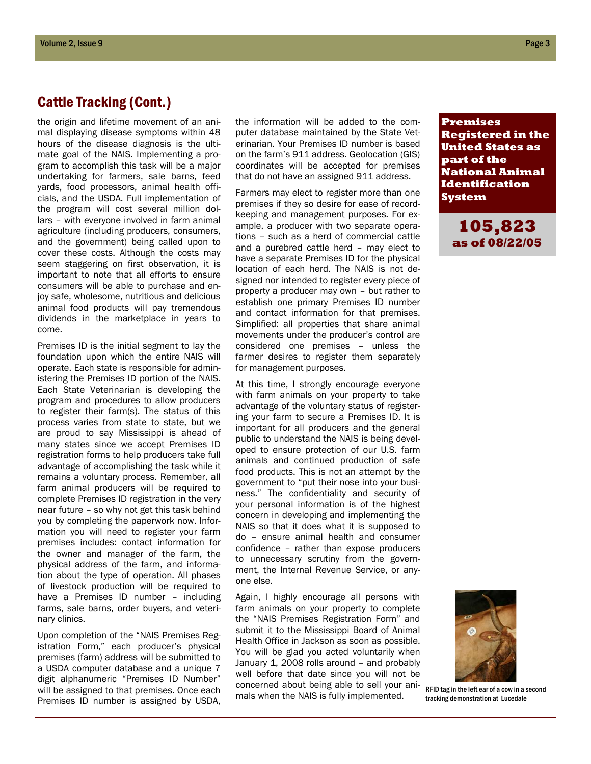## Cattle Tracking (Cont.)

the origin and lifetime movement of an animal displaying disease symptoms within 48 hours of the disease diagnosis is the ultimate goal of the NAIS. Implementing a program to accomplish this task will be a major undertaking for farmers, sale barns, feed yards, food processors, animal health officials, and the USDA. Full implementation of the program will cost several million dollars – with everyone involved in farm animal agriculture (including producers, consumers, and the government) being called upon to cover these costs. Although the costs may seem staggering on first observation, it is important to note that all efforts to ensure consumers will be able to purchase and enjoy safe, wholesome, nutritious and delicious animal food products will pay tremendous dividends in the marketplace in years to come.

Premises ID is the initial segment to lay the foundation upon which the entire NAIS will operate. Each state is responsible for administering the Premises ID portion of the NAIS. Each State Veterinarian is developing the program and procedures to allow producers to register their farm(s). The status of this process varies from state to state, but we are proud to say Mississippi is ahead of many states since we accept Premises ID registration forms to help producers take full advantage of accomplishing the task while it remains a voluntary process. Remember, all farm animal producers will be required to complete Premises ID registration in the very near future – so why not get this task behind you by completing the paperwork now. Information you will need to register your farm premises includes: contact information for the owner and manager of the farm, the physical address of the farm, and information about the type of operation. All phases of livestock production will be required to have a Premises ID number – including farms, sale barns, order buyers, and veterinary clinics.

Upon completion of the "NAIS Premises Registration Form," each producer's physical premises (farm) address will be submitted to a USDA computer database and a unique 7 digit alphanumeric "Premises ID Number" will be assigned to that premises. Once each Premises ID number is assigned by USDA, the information will be added to the computer database maintained by the State Veterinarian. Your Premises ID number is based on the farm's 911 address. Geolocation (GIS) coordinates will be accepted for premises that do not have an assigned 911 address.

Farmers may elect to register more than one premises if they so desire for ease of recordkeeping and management purposes. For example, a producer with two separate operations – such as a herd of commercial cattle and a purebred cattle herd – may elect to have a separate Premises ID for the physical location of each herd. The NAIS is not designed nor intended to register every piece of property a producer may own – but rather to establish one primary Premises ID number and contact information for that premises. Simplified: all properties that share animal movements under the producer's control are considered one premises – unless the farmer desires to register them separately for management purposes.

At this time, I strongly encourage everyone with farm animals on your property to take advantage of the voluntary status of registering your farm to secure a Premises ID. It is important for all producers and the general public to understand the NAIS is being developed to ensure protection of our U.S. farm animals and continued production of safe food products. This is not an attempt by the government to "put their nose into your business." The confidentiality and security of your personal information is of the highest concern in developing and implementing the NAIS so that it does what it is supposed to do – ensure animal health and consumer confidence – rather than expose producers to unnecessary scrutiny from the government, the Internal Revenue Service, or anyone else.

Again, I highly encourage all persons with farm animals on your property to complete the "NAIS Premises Registration Form" and submit it to the Mississippi Board of Animal Health Office in Jackson as soon as possible. You will be glad you acted voluntarily when January 1, 2008 rolls around – and probably well before that date since you will not be concerned about being able to sell your animals when the NAIS is fully implemented.

**Premises Registered in the United States as part of the National Animal Identification System**

**105,823**
**as of 08/22/05**

RFID tag in the left ear of a cow in a second tracking demonstration at Lucedale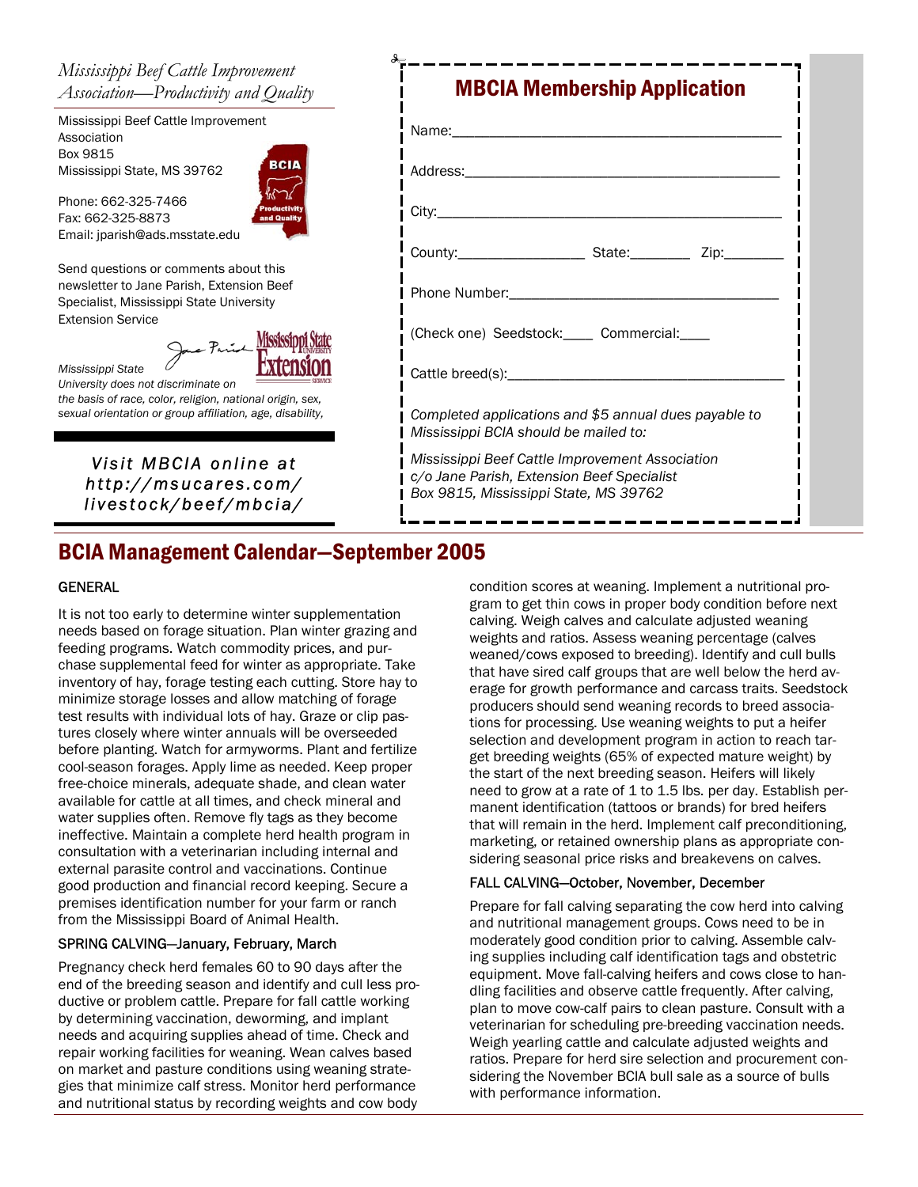*Mississippi Beef Cattle Improvement Association—Productivity and Quality*

Mississippi Beef Cattle Improvement Association
Box 9815
Mississippi State, MS 39762

Phone: 662-325-7466
Fax: 662-325-8873
Email: jparish@ads.msstate.edu

Send questions or comments about this newsletter to Jane Parish, Extension Beef Specialist, Mississippi State University Extension Service

*Mississippi State University does not discriminate on the basis of race, color, religion, national origin, sex, sexual orientation or group affiliation, age, disability,*

*Visit MBCIA online at http://msucares.com/livestock/beef/mbcia/*

## MBCIA Membership Application

Name:______________________________________________

Address:____________________________________________

City:_______________________________________________

County:________________ State:________ Zip:________

Phone Number:_______________________________________

(Check one) Seedstock:____ Commercial:____

Cattle breed(s):______________________________________

*Completed applications and $5 annual dues payable to Mississippi BCIA should be mailed to:*

*Mississippi Beef Cattle Improvement Association*
*c/o Jane Parish, Extension Beef Specialist*
*Box 9815, Mississippi State, MS 39762*

## BCIA Management Calendar—September 2005

### GENERAL

It is not too early to determine winter supplementation needs based on forage situation. Plan winter grazing and feeding programs. Watch commodity prices, and purchase supplemental feed for winter as appropriate. Take inventory of hay, forage testing each cutting. Store hay to minimize storage losses and allow matching of forage test results with individual lots of hay. Graze or clip pastures closely where winter annuals will be overseeded before planting. Watch for armyworms. Plant and fertilize cool-season forages. Apply lime as needed. Keep proper free-choice minerals, adequate shade, and clean water available for cattle at all times, and check mineral and water supplies often. Remove fly tags as they become ineffective. Maintain a complete herd health program in consultation with a veterinarian including internal and external parasite control and vaccinations. Continue good production and financial record keeping. Secure a premises identification number for your farm or ranch from the Mississippi Board of Animal Health.

### SPRING CALVING—January, February, March

Pregnancy check herd females 60 to 90 days after the end of the breeding season and identify and cull less productive or problem cattle. Prepare for fall cattle working by determining vaccination, deworming, and implant needs and acquiring supplies ahead of time. Check and repair working facilities for weaning. Wean calves based on market and pasture conditions using weaning strategies that minimize calf stress. Monitor herd performance and nutritional status by recording weights and cow body condition scores at weaning. Implement a nutritional program to get thin cows in proper body condition before next calving. Weigh calves and calculate adjusted weaning weights and ratios. Assess weaning percentage (calves weaned/cows exposed to breeding). Identify and cull bulls that have sired calf groups that are well below the herd average for growth performance and carcass traits. Seedstock producers should send weaning records to breed associations for processing. Use weaning weights to put a heifer selection and development program in action to reach target breeding weights (65% of expected mature weight) by the start of the next breeding season. Heifers will likely need to grow at a rate of 1 to 1.5 lbs. per day. Establish permanent identification (tattoos or brands) for bred heifers that will remain in the herd. Implement calf preconditioning, marketing, or retained ownership plans as appropriate considering seasonal price risks and breakevens on calves.

### FALL CALVING—October, November, December

Prepare for fall calving separating the cow herd into calving and nutritional management groups. Cows need to be in moderately good condition prior to calving. Assemble calving supplies including calf identification tags and obstetric equipment. Move fall-calving heifers and cows close to handling facilities and observe cattle frequently. After calving, plan to move cow-calf pairs to clean pasture. Consult with a veterinarian for scheduling pre-breeding vaccination needs. Weigh yearling cattle and calculate adjusted weights and ratios. Prepare for herd sire selection and procurement considering the November BCIA bull sale as a source of bulls with performance information.